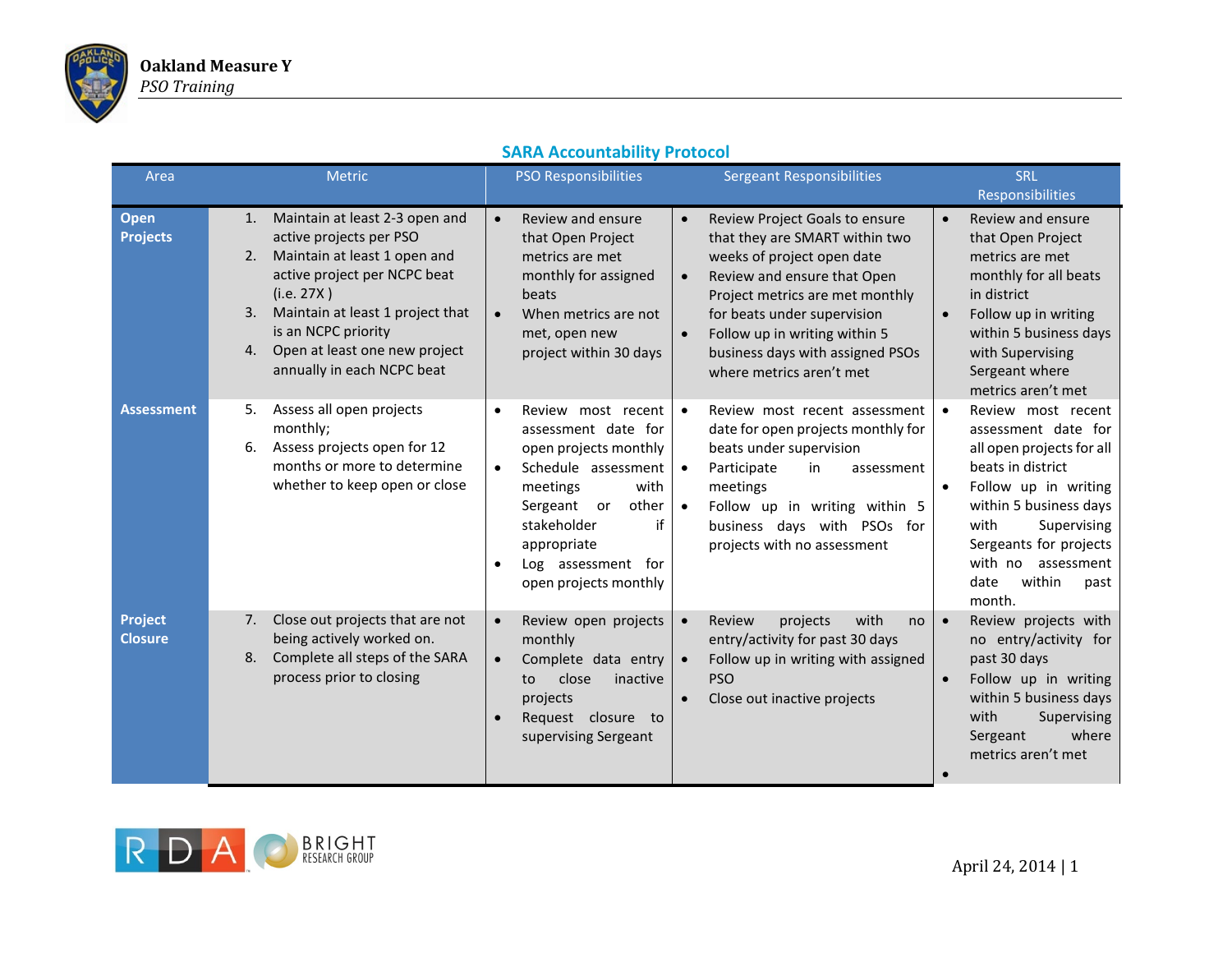**Oakland Measure Y**
*PSO Training*

## SARA Accountability Protocol

| Area | Metric | PSO Responsibilities | Sergeant Responsibilities | SRL Responsibilities |
|---|---|---|---|---|
| **Open Projects** | 1. Maintain at least 2-3 open and active projects per PSO<br>2. Maintain at least 1 open and active project per NCPC beat (i.e. 27X )<br>3. Maintain at least 1 project that is an NCPC priority<br>4. Open at least one new project annually in each NCPC beat | • Review and ensure that Open Project metrics are met monthly for assigned beats<br>• When metrics are not met, open new project within 30 days | • Review Project Goals to ensure that they are SMART within two weeks of project open date<br>• Review and ensure that Open Project metrics are met monthly for beats under supervision<br>• Follow up in writing within 5 business days with assigned PSOs where metrics aren't met | • Review and ensure that Open Project metrics are met monthly for all beats in district<br>• Follow up in writing within 5 business days with Supervising Sergeant where metrics aren't met |
| **Assessment** | 5. Assess all open projects monthly;<br>6. Assess projects open for 12 months or more to determine whether to keep open or close | • Review most recent assessment date for open projects monthly<br>• Schedule assessment meetings with Sergeant or other stakeholder if appropriate<br>• Log assessment for open projects monthly | • Review most recent assessment date for open projects monthly for beats under supervision<br>• Participate in assessment meetings<br>• Follow up in writing within 5 business days with PSOs for projects with no assessment | • Review most recent assessment date for all open projects for all beats in district<br>• Follow up in writing within 5 business days with Supervising Sergeants for projects with no assessment date within past month. |
| **Project Closure** | 7. Close out projects that are not being actively worked on.<br>8. Complete all steps of the SARA process prior to closing | • Review open projects monthly<br>• Complete data entry to close inactive projects<br>• Request closure to supervising Sergeant | • Review projects with no entry/activity for past 30 days<br>• Follow up in writing with assigned PSO<br>• Close out inactive projects | • Review projects with no entry/activity for past 30 days<br>• Follow up in writing within 5 business days with Supervising Sergeant where metrics aren't met<br>• |

April 24, 2014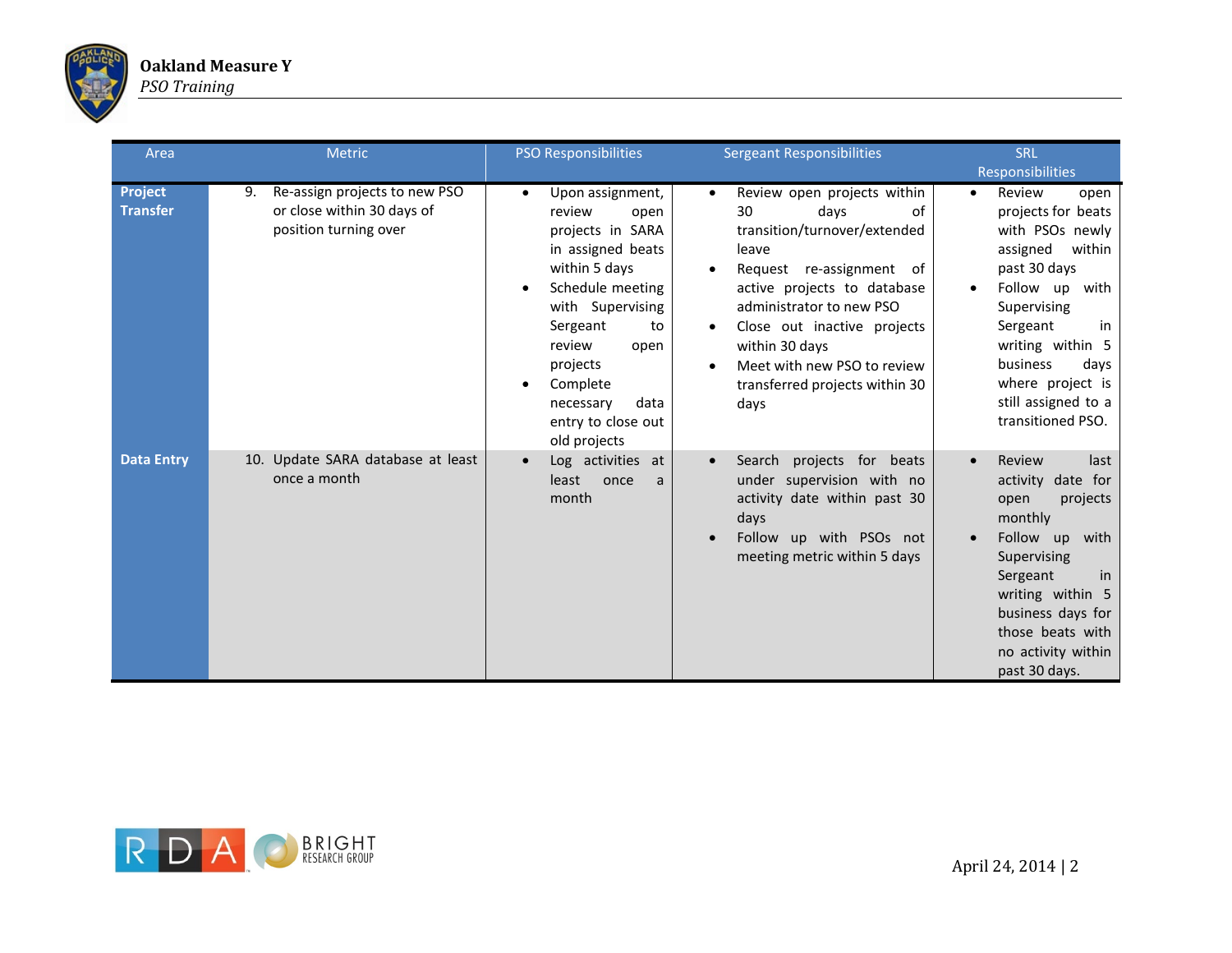| Area | Metric | PSO Responsibilities | Sergeant Responsibilities | SRL Responsibilities |
|---|---|---|---|---|
| **Project Transfer** | 9. Re-assign projects to new PSO or close within 30 days of position turning over | • Upon assignment, review open projects in SARA in assigned beats within 5 days<br>• Schedule meeting with Supervising Sergeant to review open projects<br>• Complete necessary data entry to close out old projects | • Review open projects within 30 days of transition/turnover/extended leave<br>• Request re-assignment of active projects to database administrator to new PSO<br>• Close out inactive projects within 30 days<br>• Meet with new PSO to review transferred projects within 30 days | • Review open projects for beats with PSOs newly assigned within past 30 days<br>• Follow up with Supervising Sergeant in writing within 5 business days where project is still assigned to a transitioned PSO. |
| **Data Entry** | 10. Update SARA database at least once a month | • Log activities at least once a month | • Search projects for beats under supervision with no activity date within past 30 days<br>• Follow up with PSOs not meeting metric within 5 days | • Review last activity date for open projects monthly<br>• Follow up with Supervising Sergeant in writing within 5 business days for those beats with no activity within past 30 days. |